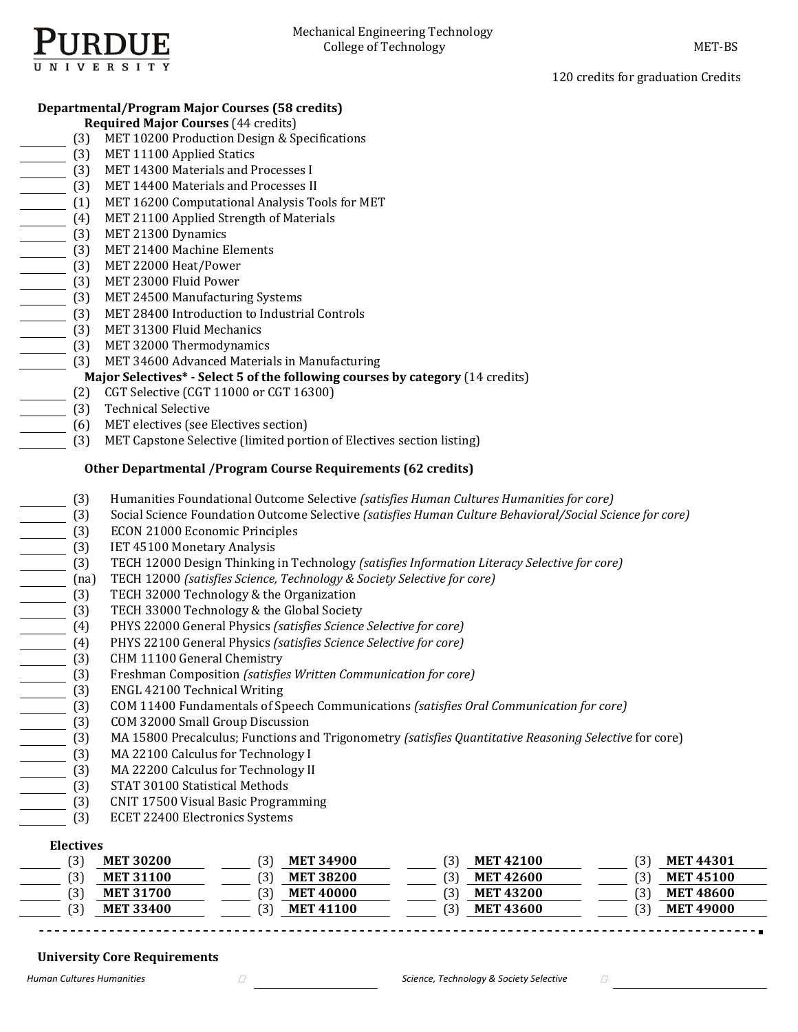**PURDUE UNIVERSITY**

Mechanical Engineering Technology
College of Technology

MET-BS

120 credits for graduation Credits

### Departmental/Program Major Courses (58 credits)

**Required Major Courses** (44 credits)

- ______ (3) MET 10200 Production Design & Specifications
- ______ (3) MET 11100 Applied Statics
- ______ (3) MET 14300 Materials and Processes I
- ______ (3) MET 14400 Materials and Processes II
- ______ (1) MET 16200 Computational Analysis Tools for MET
- ______ (4) MET 21100 Applied Strength of Materials
- ______ (3) MET 21300 Dynamics
- ______ (3) MET 21400 Machine Elements
- ______ (3) MET 22000 Heat/Power
- ______ (3) MET 23000 Fluid Power
- ______ (3) MET 24500 Manufacturing Systems
- ______ (3) MET 28400 Introduction to Industrial Controls
- ______ (3) MET 31300 Fluid Mechanics
- ______ (3) MET 32000 Thermodynamics
- ______ (3) MET 34600 Advanced Materials in Manufacturing

**Major Selectives* - Select 5 of the following courses by category** (14 credits)

- ______ (2) CGT Selective (CGT 11000 or CGT 16300)
- ______ (3) Technical Selective
- ______ (6) MET electives (see Electives section)
- ______ (3) MET Capstone Selective (limited portion of Electives section listing)

### Other Departmental /Program Course Requirements (62 credits)

- ______ (3) Humanities Foundational Outcome Selective *(satisfies Human Cultures Humanities for core)*
- ______ (3) Social Science Foundation Outcome Selective *(satisfies Human Culture Behavioral/Social Science for core)*
- ______ (3) ECON 21000 Economic Principles
- ______ (3) IET 45100 Monetary Analysis
- ______ (3) TECH 12000 Design Thinking in Technology *(satisfies Information Literacy Selective for core)*
- ______ (na) TECH 12000 *(satisfies Science, Technology & Society Selective for core)*
- ______ (3) TECH 32000 Technology & the Organization
- ______ (3) TECH 33000 Technology & the Global Society
- ______ (4) PHYS 22000 General Physics *(satisfies Science Selective for core)*
- ______ (4) PHYS 22100 General Physics *(satisfies Science Selective for core)*
- ______ (3) CHM 11100 General Chemistry
- ______ (3) Freshman Composition *(satisfies Written Communication for core)*
- ______ (3) ENGL 42100 Technical Writing
- ______ (3) COM 11400 Fundamentals of Speech Communications *(satisfies Oral Communication for core)*
- ______ (3) COM 32000 Small Group Discussion
- ______ (3) MA 15800 Precalculus; Functions and Trigonometry *(satisfies Quantitative Reasoning Selective* for core)
- ______ (3) MA 22100 Calculus for Technology I
- ______ (3) MA 22200 Calculus for Technology II
- ______ (3) STAT 30100 Statistical Methods
- ______ (3) CNIT 17500 Visual Basic Programming
- ______ (3) ECET 22400 Electronics Systems

### Electives

| | | | | | | | |
|---|---|---|---|---|---|---|---|
| (3) | **MET 30200** | (3) | **MET 34900** | (3) | **MET 42100** | (3) | **MET 44301** |
| (3) | **MET 31100** | (3) | **MET 38200** | (3) | **MET 42600** | (3) | **MET 45100** |
| (3) | **MET 31700** | (3) | **MET 40000** | (3) | **MET 43200** | (3) | **MET 48600** |
| (3) | **MET 33400** | (3) | **MET 41100** | (3) | **MET 43600** | (3) | **MET 49000** |

### University Core Requirements

*Human Cultures Humanities* ☐ ______

*Science, Technology & Society Selective* ☐ ______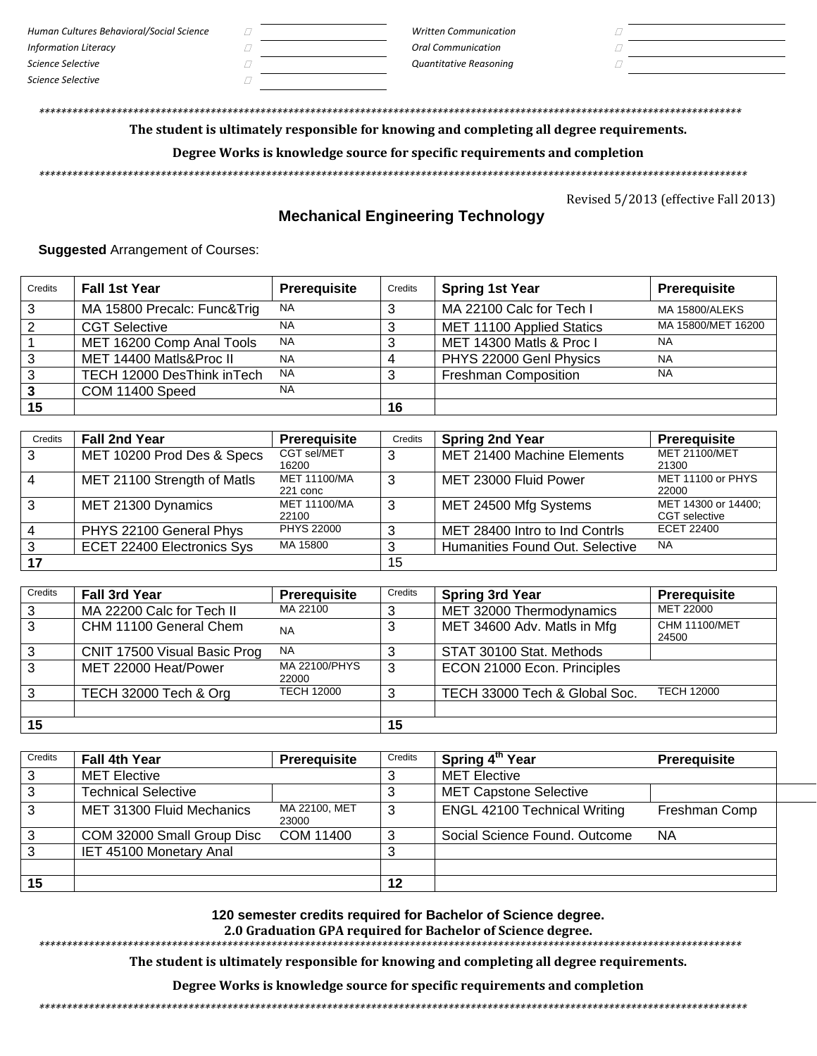| | | | |
|---|---|---|---|
| *Human Cultures Behavioral/Social Science* | ☐ | *Written Communication* | ☐ |
| *Information Literacy* | ☐ | *Oral Communication* | ☐ |
| *Science Selective* | ☐ | *Quantitative Reasoning* | ☐ |
| *Science Selective* | ☐ | | |

*******************************************************************************************************************************

**The student is ultimately responsible for knowing and completing all degree requirements.**

**Degree Works is knowledge source for specific requirements and completion**

*******************************************************************************************************************************

Revised 5/2013 (effective Fall 2013)

# Mechanical Engineering Technology

**Suggested** Arrangement of Courses:

| Credits | Fall 1st Year | Prerequisite | Credits | Spring 1st Year | Prerequisite |
|---|---|---|---|---|---|
| 3 | MA 15800 Precalc: Func&Trig | NA | 3 | MA 22100 Calc for Tech I | MA 15800/ALEKS |
| 2 | CGT Selective | NA | 3 | MET 11100 Applied Statics | MA 15800/MET 16200 |
| 1 | MET 16200 Comp Anal Tools | NA | 3 | MET 14300 Matls & Proc I | NA |
| 3 | MET 14400 Matls&Proc II | NA | 4 | PHYS 22000 Genl Physics | NA |
| 3 | TECH 12000 DesThink inTech | NA | 3 | Freshman Composition | NA |
| **3** | COM 11400 Speed | NA | | | |
| **15** | | | **16** | | |

| Credits | Fall 2nd Year | Prerequisite | Credits | Spring 2nd Year | Prerequisite |
|---|---|---|---|---|---|
| 3 | MET 10200 Prod Des & Specs | CGT sel/MET 16200 | 3 | MET 21400 Machine Elements | MET 21100/MET 21300 |
| 4 | MET 21100 Strength of Matls | MET 11100/MA 221 conc | 3 | MET 23000 Fluid Power | MET 11100 or PHYS 22000 |
| 3 | MET 21300 Dynamics | MET 11100/MA 22100 | 3 | MET 24500 Mfg Systems | MET 14300 or 14400; CGT selective |
| 4 | PHYS 22100 General Phys | PHYS 22000 | 3 | MET 28400 Intro to Ind Contrls | ECET 22400 |
| 3 | ECET 22400 Electronics Sys | MA 15800 | 3 | Humanities Found Out. Selective | NA |
| **17** | | | 15 | | |

| Credits | Fall 3rd Year | Prerequisite | Credits | Spring 3rd Year | Prerequisite |
|---|---|---|---|---|---|
| 3 | MA 22200 Calc for Tech II | MA 22100 | 3 | MET 32000 Thermodynamics | MET 22000 |
| 3 | CHM 11100 General Chem | NA | 3 | MET 34600 Adv. Matls in Mfg | CHM 11100/MET 24500 |
| 3 | CNIT 17500 Visual Basic Prog | NA | 3 | STAT 30100 Stat. Methods | |
| 3 | MET 22000 Heat/Power | MA 22100/PHYS 22000 | 3 | ECON 21000 Econ. Principles | |
| 3 | TECH 32000 Tech & Org | TECH 12000 | 3 | TECH 33000 Tech & Global Soc. | TECH 12000 |
| | | | | | |
| **15** | | | **15** | | |

| Credits | Fall 4th Year | Prerequisite | Credits | Spring 4th Year | Prerequisite |
|---|---|---|---|---|---|
| 3 | MET Elective | | 3 | MET Elective | |
| 3 | Technical Selective | | 3 | MET Capstone Selective | |
| 3 | MET 31300 Fluid Mechanics | MA 22100, MET 23000 | 3 | ENGL 42100 Technical Writing | Freshman Comp |
| 3 | COM 32000 Small Group Disc | COM 11400 | 3 | Social Science Found. Outcome | NA |
| 3 | IET 45100 Monetary Anal | | 3 | | |
| | | | | | |
| **15** | | | **12** | | |

**120 semester credits required for Bachelor of Science degree.**

**2.0 Graduation GPA required for Bachelor of Science degree.**

*******************************************************************************************************************************

**The student is ultimately responsible for knowing and completing all degree requirements.**

**Degree Works is knowledge source for specific requirements and completion**

*******************************************************************************************************************************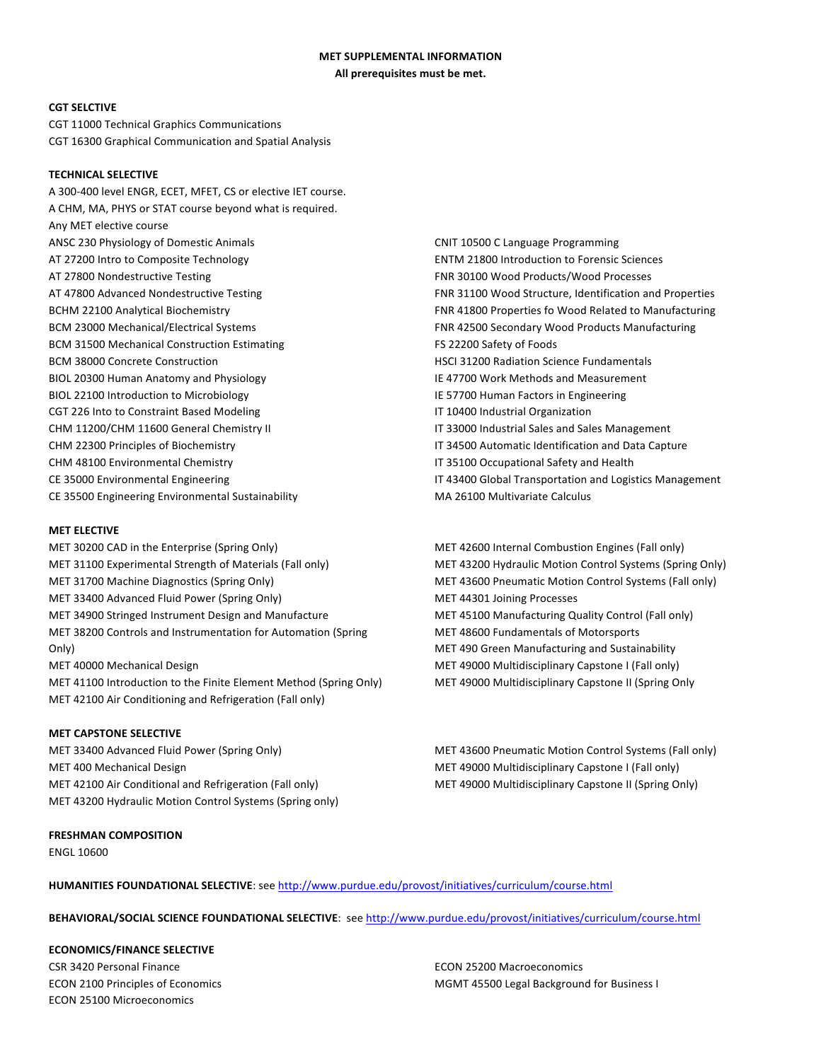**MET SUPPLEMENTAL INFORMATION**

**All prerequisites must be met.**

**CGT SELCTIVE**

CGT 11000 Technical Graphics Communications
CGT 16300 Graphical Communication and Spatial Analysis

**TECHNICAL SELECTIVE**

A 300-400 level ENGR, ECET, MFET, CS or elective IET course.
A CHM, MA, PHYS or STAT course beyond what is required.
Any MET elective course

ANSC 230 Physiology of Domestic Animals
AT 27200 Intro to Composite Technology
AT 27800 Nondestructive Testing
AT 47800 Advanced Nondestructive Testing
BCHM 22100 Analytical Biochemistry
BCM 23000 Mechanical/Electrical Systems
BCM 31500 Mechanical Construction Estimating
BCM 38000 Concrete Construction
BIOL 20300 Human Anatomy and Physiology
BIOL 22100 Introduction to Microbiology
CGT 226 Into to Constraint Based Modeling
CHM 11200/CHM 11600 General Chemistry II
CHM 22300 Principles of Biochemistry
CHM 48100 Environmental Chemistry
CE 35000 Environmental Engineering
CE 35500 Engineering Environmental Sustainability
CNIT 10500 C Language Programming
ENTM 21800 Introduction to Forensic Sciences
FNR 30100 Wood Products/Wood Processes
FNR 31100 Wood Structure, Identification and Properties
FNR 41800 Properties fo Wood Related to Manufacturing
FNR 42500 Secondary Wood Products Manufacturing
FS 22200 Safety of Foods
HSCI 31200 Radiation Science Fundamentals
IE 47700 Work Methods and Measurement
IE 57700 Human Factors in Engineering
IT 10400 Industrial Organization
IT 33000 Industrial Sales and Sales Management
IT 34500 Automatic Identification and Data Capture
IT 35100 Occupational Safety and Health
IT 43400 Global Transportation and Logistics Management
MA 26100 Multivariate Calculus

**MET ELECTIVE**

MET 30200 CAD in the Enterprise (Spring Only)
MET 31100 Experimental Strength of Materials (Fall only)
MET 31700 Machine Diagnostics (Spring Only)
MET 33400 Advanced Fluid Power (Spring Only)
MET 34900 Stringed Instrument Design and Manufacture
MET 38200 Controls and Instrumentation for Automation (Spring Only)
MET 40000 Mechanical Design
MET 41100 Introduction to the Finite Element Method (Spring Only)
MET 42100 Air Conditioning and Refrigeration (Fall only)
MET 42600 Internal Combustion Engines (Fall only)
MET 43200 Hydraulic Motion Control Systems (Spring Only)
MET 43600 Pneumatic Motion Control Systems (Fall only)
MET 44301 Joining Processes
MET 45100 Manufacturing Quality Control (Fall only)
MET 48600 Fundamentals of Motorsports
MET 490 Green Manufacturing and Sustainability
MET 49000 Multidisciplinary Capstone I (Fall only)
MET 49000 Multidisciplinary Capstone II (Spring Only

**MET CAPSTONE SELECTIVE**

MET 33400 Advanced Fluid Power (Spring Only)
MET 400 Mechanical Design
MET 42100 Air Conditional and Refrigeration (Fall only)
MET 43200 Hydraulic Motion Control Systems (Spring only)
MET 43600 Pneumatic Motion Control Systems (Fall only)
MET 49000 Multidisciplinary Capstone I (Fall only)
MET 49000 Multidisciplinary Capstone II (Spring Only)

**FRESHMAN COMPOSITION**

ENGL 10600

**HUMANITIES FOUNDATIONAL SELECTIVE**: see http://www.purdue.edu/provost/initiatives/curriculum/course.html

**BEHAVIORAL/SOCIAL SCIENCE FOUNDATIONAL SELECTIVE**: see http://www.purdue.edu/provost/initiatives/curriculum/course.html

**ECONOMICS/FINANCE SELECTIVE**

CSR 3420 Personal Finance
ECON 2100 Principles of Economics
ECON 25100 Microeconomics
ECON 25200 Macroeconomics
MGMT 45500 Legal Background for Business I